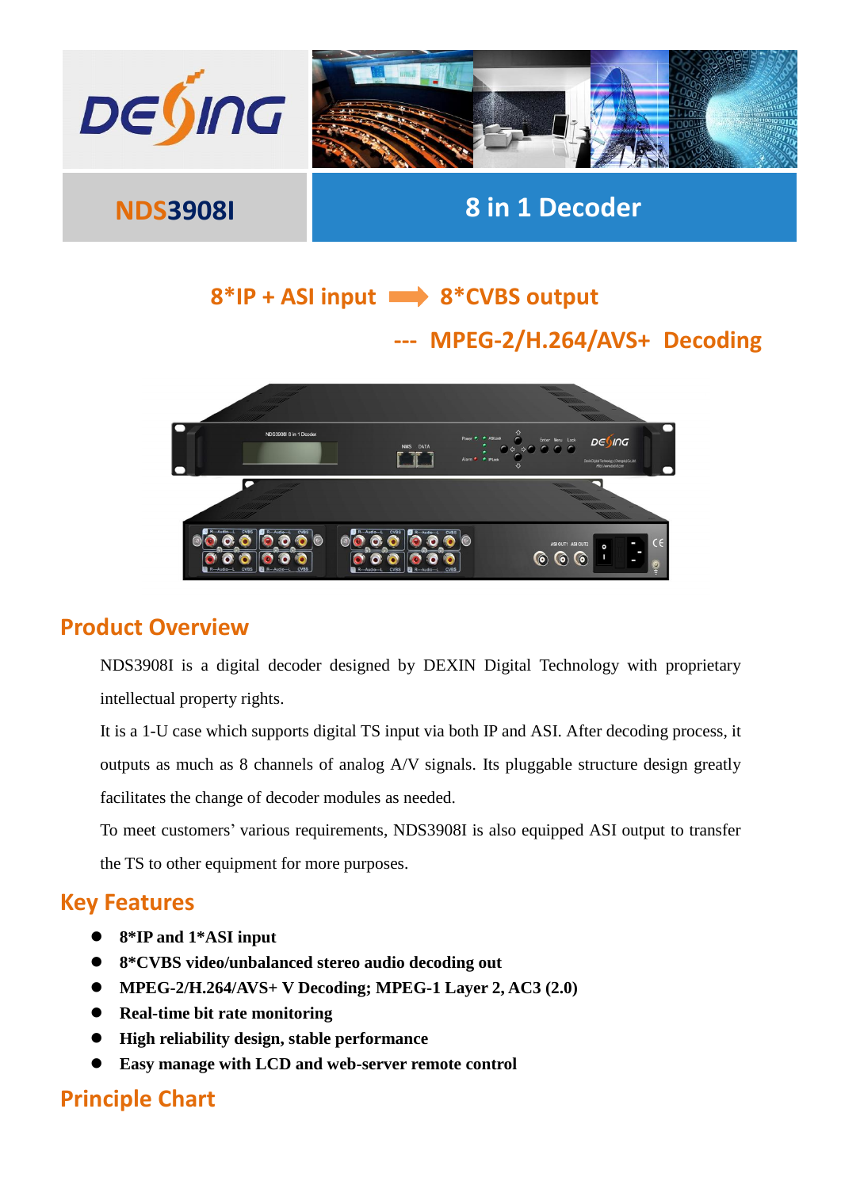# NDS3908I

## 8 in 1 Decoder

**8*IP + ASI input ➡ 8*CVBS output**

**--- MPEG-2/H.264/AVS+ Decoding**

## Product Overview

NDS3908I is a digital decoder designed by DEXIN Digital Technology with proprietary intellectual property rights.

It is a 1-U case which supports digital TS input via both IP and ASI. After decoding process, it outputs as much as 8 channels of analog A/V signals. Its pluggable structure design greatly facilitates the change of decoder modules as needed.

To meet customers' various requirements, NDS3908I is also equipped ASI output to transfer the TS to other equipment for more purposes.

## Key Features

- **8*IP and 1*ASI input**
- **8*CVBS video/unbalanced stereo audio decoding out**
- **MPEG-2/H.264/AVS+ V Decoding; MPEG-1 Layer 2, AC3 (2.0)**
- **Real-time bit rate monitoring**
- **High reliability design, stable performance**
- **Easy manage with LCD and web-server remote control**

## Principle Chart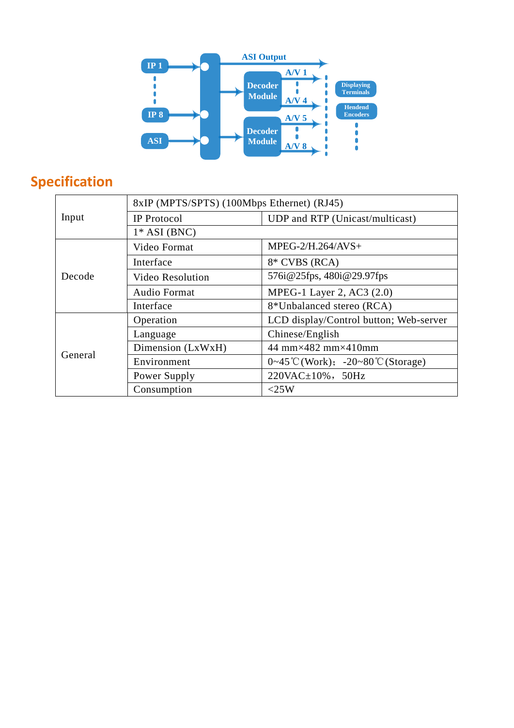IP 1
IP 8
ASI
ASI Output
Decoder Module
A/V 1
A/V 4
Decoder Module
A/V 5
A/V 8
Displaying Terminals
Hendend Encoders

## Specification

| | | |
|---|---|---|
| Input | 8xIP (MPTS/SPTS) (100Mbps Ethernet) (RJ45) | |
| | IP Protocol | UDP and RTP (Unicast/multicast) |
| | 1* ASI (BNC) | |
| Decode | Video Format | MPEG-2/H.264/AVS+ |
| | Interface | 8* CVBS (RCA) |
| | Video Resolution | 576i@25fps, 480i@29.97fps |
| | Audio Format | MPEG-1 Layer 2, AC3 (2.0) |
| | Interface | 8*Unbalanced stereo (RCA) |
| General | Operation | LCD display/Control button; Web-server |
| | Language | Chinese/English |
| | Dimension (LxWxH) | 44 mm×482 mm×410mm |
| | Environment | 0~45℃(Work)； -20~80℃(Storage) |
| | Power Supply | 220VAC±10%， 50Hz |
| | Consumption | <25W |